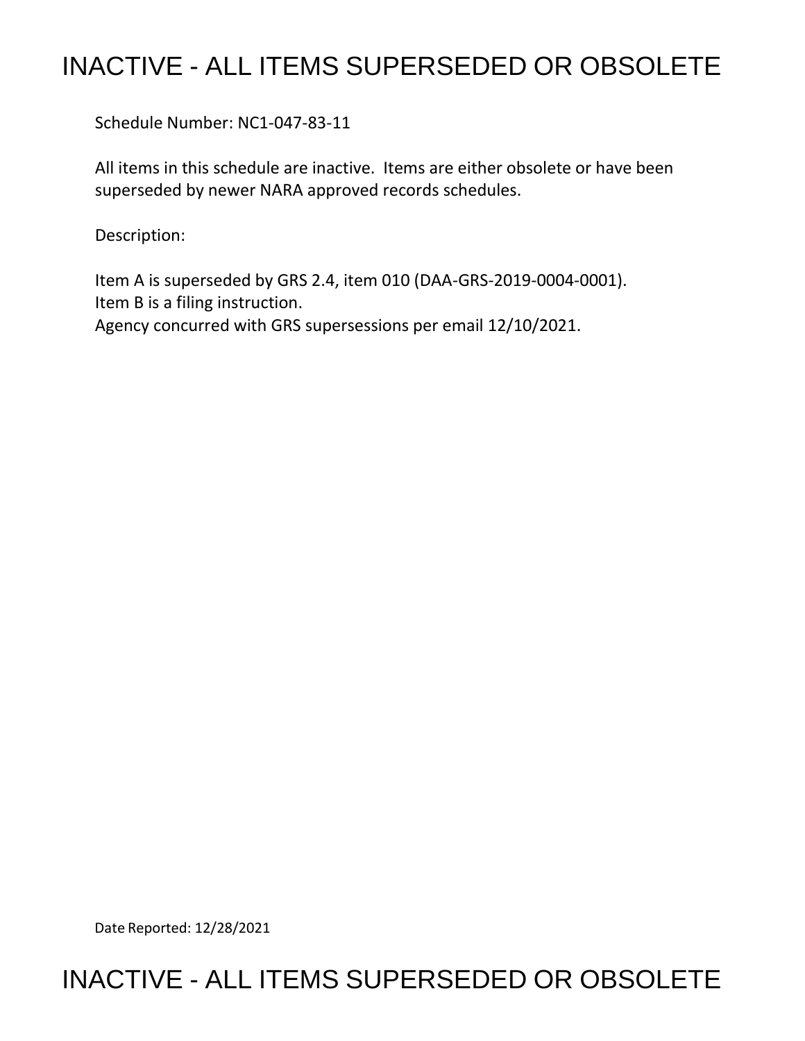# INACTIVE - ALL ITEMS SUPERSEDED OR OBSOLETE

Schedule Number: NC1-047-83-11

All items in this schedule are inactive. Items are either obsolete or have been superseded by newer NARA approved records schedules.

Description:

Item A is superseded by GRS 2.4, item 010 (DAA-GRS-2019-0004-0001).
Item B is a filing instruction.
Agency concurred with GRS supersessions per email 12/10/2021.

Date Reported: 12/28/2021

# INACTIVE - ALL ITEMS SUPERSEDED OR OBSOLETE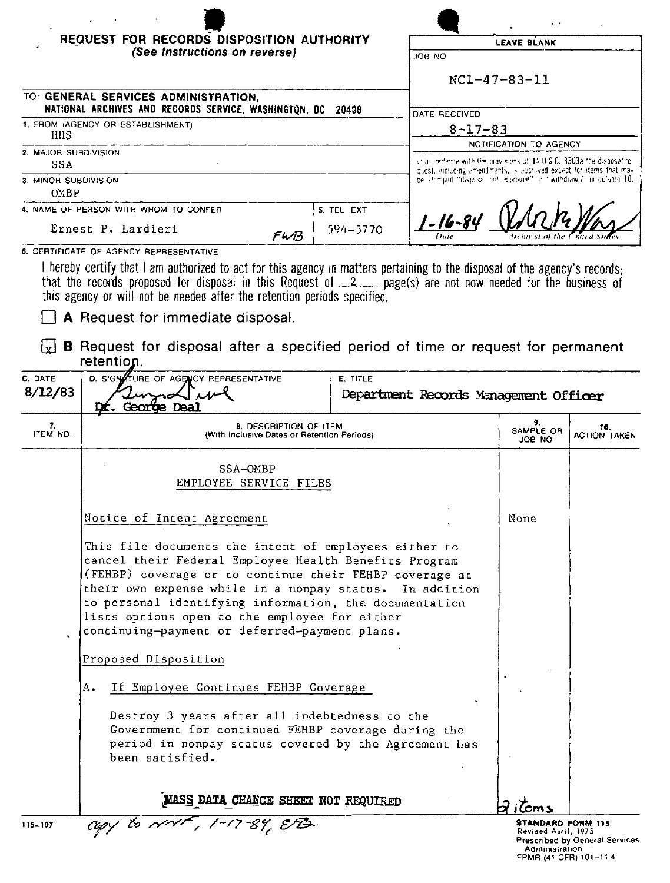# REQUEST FOR RECORDS DISPOSITION AUTHORITY

*(See Instructions on reverse)*

| LEAVE BLANK |
|---|
| JOB NO<br>NC1-47-83-11 |
| DATE RECEIVED<br>8-17-83 |
| NOTIFICATION TO AGENCY<br>In accordance with the provisions of 44 U.S.C. 3303a the disposal request, including amendments, is approved except for items that may be stamped "disposal not approved" or "withdrawn" in column 10. |
| 1-16-84 (signature) Archivist of the United States |

TO: **GENERAL SERVICES ADMINISTRATION, NATIONAL ARCHIVES AND RECORDS SERVICE, WASHINGTON, DC 20408**

1. FROM (AGENCY OR ESTABLISHMENT)
   HHS
2. MAJOR SUBDIVISION
   SSA
3. MINOR SUBDIVISION
   OMBP
4. NAME OF PERSON WITH WHOM TO CONFER
   Ernest P. Lardieri FWB
5. TEL EXT
   594-5770

6. CERTIFICATE OF AGENCY REPRESENTATIVE

I hereby certify that I am authorized to act for this agency in matters pertaining to the disposal of the agency's records; that the records proposed for disposal in this Request of 2 page(s) are not now needed for the business of this agency or will not be needed after the retention periods specified.

- [ ] **A** Request for immediate disposal.
- [x] **B** Request for disposal after a specified period of time or request for permanent retention.

| C. DATE | D. SIGNATURE OF AGENCY REPRESENTATIVE | E. TITLE |
|---|---|---|
| 8/12/83 | Dr. George Deal | Department Records Management Officer |

| 7. ITEM NO. | 8. DESCRIPTION OF ITEM (With Inclusive Dates or Retention Periods) | 9. SAMPLE OR JOB NO | 10. ACTION TAKEN |
|---|---|---|---|
| | SSA-OMBP<br>EMPLOYEE SERVICE FILES | | |
| | Notice of Intent Agreement | None | |
| | This file documents the intent of employees either to cancel their Federal Employee Health Benefits Program (FEHBP) coverage or to continue their FEHBP coverage at their own expense while in a nonpay status. In addition to personal identifying information, the documentation lists options open to the employee for either continuing-payment or deferred-payment plans. | | |
| | Proposed Disposition | | |
| | A. If Employee Continues FEHBP Coverage | | |
| | Destroy 3 years after all indebtedness to the Government for continued FEHBP coverage during the period in nonpay status covered by the Agreement has been satisfied. | | |
| | **MASS DATA CHANGE SHEET NOT REQUIRED** | 2 items | |

115-107 copy to NNF, 1-17-84, EB

**STANDARD FORM 115**
Revised April, 1975
Prescribed by General Services Administration
FPMR (41 CFR) 101-11.4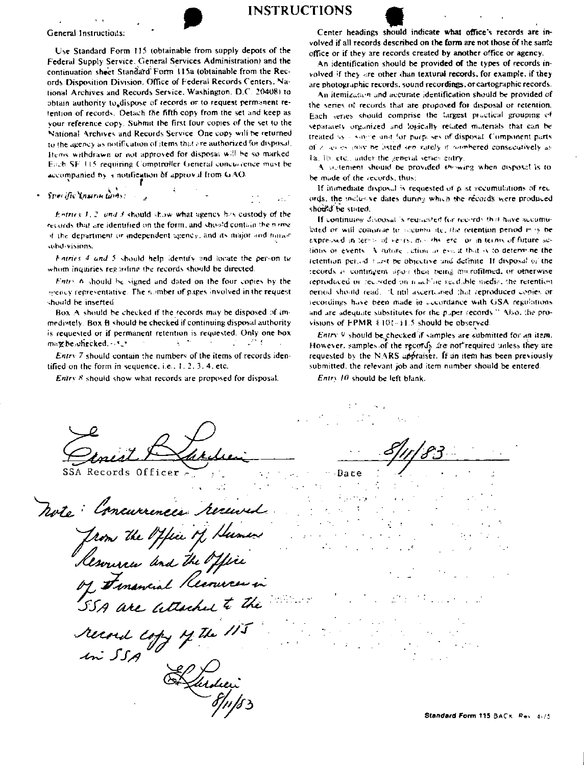# INSTRUCTIONS

General Instructions:

Use Standard Form 115 (obtainable from supply depots of the Federal Supply Service, General Services Administration) and the continuation sheet Standard Form 115a (obtainable from the Records Disposition Division, Office of Federal Records Centers, National Archives and Records Service, Washington, D.C. 20408) to obtain authority to dispose of records or to request permanent retention of records. Detach the fifth copy from the set and keep as your reference copy. Submit the first four copies of the set to the National Archives and Records Service. One copy will be returned to the agency as notification of items that are authorized for disposal. Items withdrawn or not approved for disposal will be so marked. Each SF 115 requiring Comptroller General concurrence must be accompanied by a notification of approval from GAO.

*Specific Instructions:*

*Entries 1, 2, and 3* should show what agency has custody of the records that are identified on the form, and should contain the name of the department or independent agency, and its major and minor subdivisions.

*Entries 4 and 5* should help identify and locate the person to whom inquiries regarding the records should be directed.

*Entry 6* should be signed and dated on the four copies by the agency representative. The number of pages involved in the request should be inserted.

Box A should be checked if the records may be disposed of immediately. Box B should be checked if continuing disposal authority is requested or if permanent retention is requested. Only one box may be checked.

*Entry 7* should contain the numbers of the items of records identified on the form in sequence, i.e., 1, 2, 3, 4, etc.

*Entry 8* should show what records are proposed for disposal.

Center headings should indicate what office's records are involved if all records described on the form are not those of the same office or if they are records created by another office or agency.

An identification should be provided of the types of records involved if they are other than textural records, for example, if they are photographic records, sound recordings, or cartographic records.

An itemization and accurate identification should be provided of the series of records that are proposed for disposal or retention. Each series should comprise the largest practical grouping of separately organized and logically related materials that can be treated as a single unit for purposes of disposal. Component parts of a series may be listed separately if numbered consecutively as 1a, 1b, etc., under the general series entry.

A statement should be provided showing when disposal is to be made of the records, thus:

If immediate disposal is requested of past accumulations of records, the inclusive dates during which the records were produced should be stated.

If continuing disposal is requested for records that have accumulated or will continue to accumulate, the retention period may be expressed in terms of years, months, etc., or in terms of future actions or events. A future action or event that is to determine the retention period must be objective and definite. If disposal of the records is contingent upon their being microfilmed, or otherwise reproduced or recorded on machine readable media, the retention period should read: "Until ascertained that reproduced copies or recordings have been made in accordance with GSA regulations and are adequate substitutes for the paper records." Also, the provisions of FPMR § 101-11.5 should be observed.

*Entry 9* should be checked if samples are submitted for an item. However, samples of the records are not required unless they are requested by the NARS appraiser. If an item has been previously submitted, the relevant job and item number should be entered.

*Entry 10* should be left blank.

Ernest P. Lardieri
SSA Records Officer

8/11/83
Date

Note: Concurrences received from the Office of Human Resources and the Office of Financial Resources in SSA are attached to the record copy of the 115 in SSA

E. Lardieri
8/11/83

Standard Form 115 BACK Rev. 4-75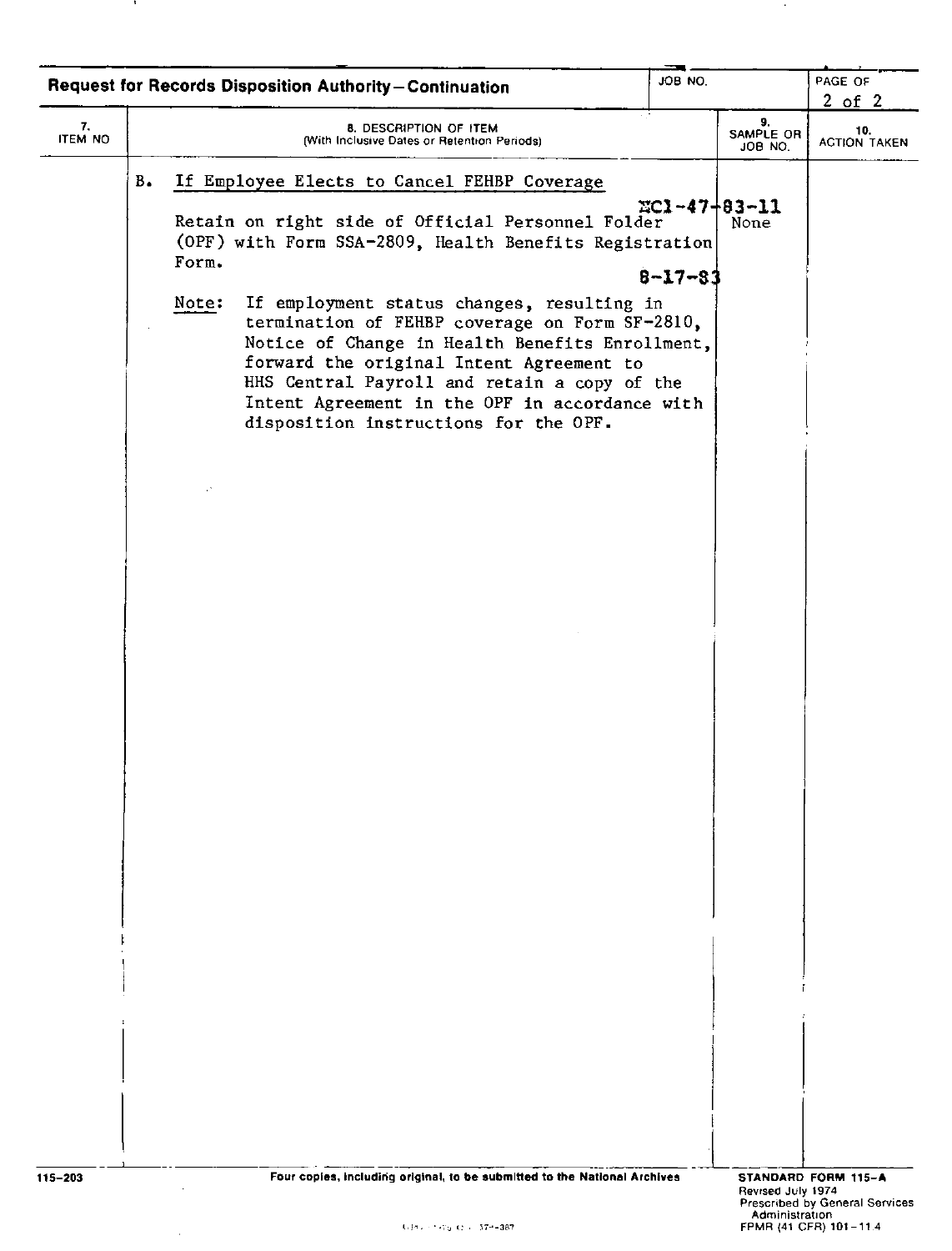## Request for Records Disposition Authority—Continuation

JOB NO.

PAGE OF 2 of 2

| 7. ITEM NO | 8. DESCRIPTION OF ITEM (With Inclusive Dates or Retention Periods) | 9. SAMPLE OR JOB NO. | 10. ACTION TAKEN |
|---|---|---|---|
| | B. If Employee Elects to Cancel FEHBP Coverage<br><br>Retain on right side of Official Personnel Folder (OPF) with Form SSA-2809, Health Benefits Registration Form.<br><br>Note: If employment status changes, resulting in termination of FEHBP coverage on Form SF-2810, Notice of Change in Health Benefits Enrollment, forward the original Intent Agreement to HHS Central Payroll and retain a copy of the Intent Agreement in the OPF in accordance with disposition instructions for the OPF. | NC1-47-83-11<br>None<br>8-17-83 | |

115-203

**Four copies, including original, to be submitted to the National Archives**

**STANDARD FORM 115-A**
Revised July 1974
Prescribed by General Services Administration
FPMR (41 CFR) 101-11.4